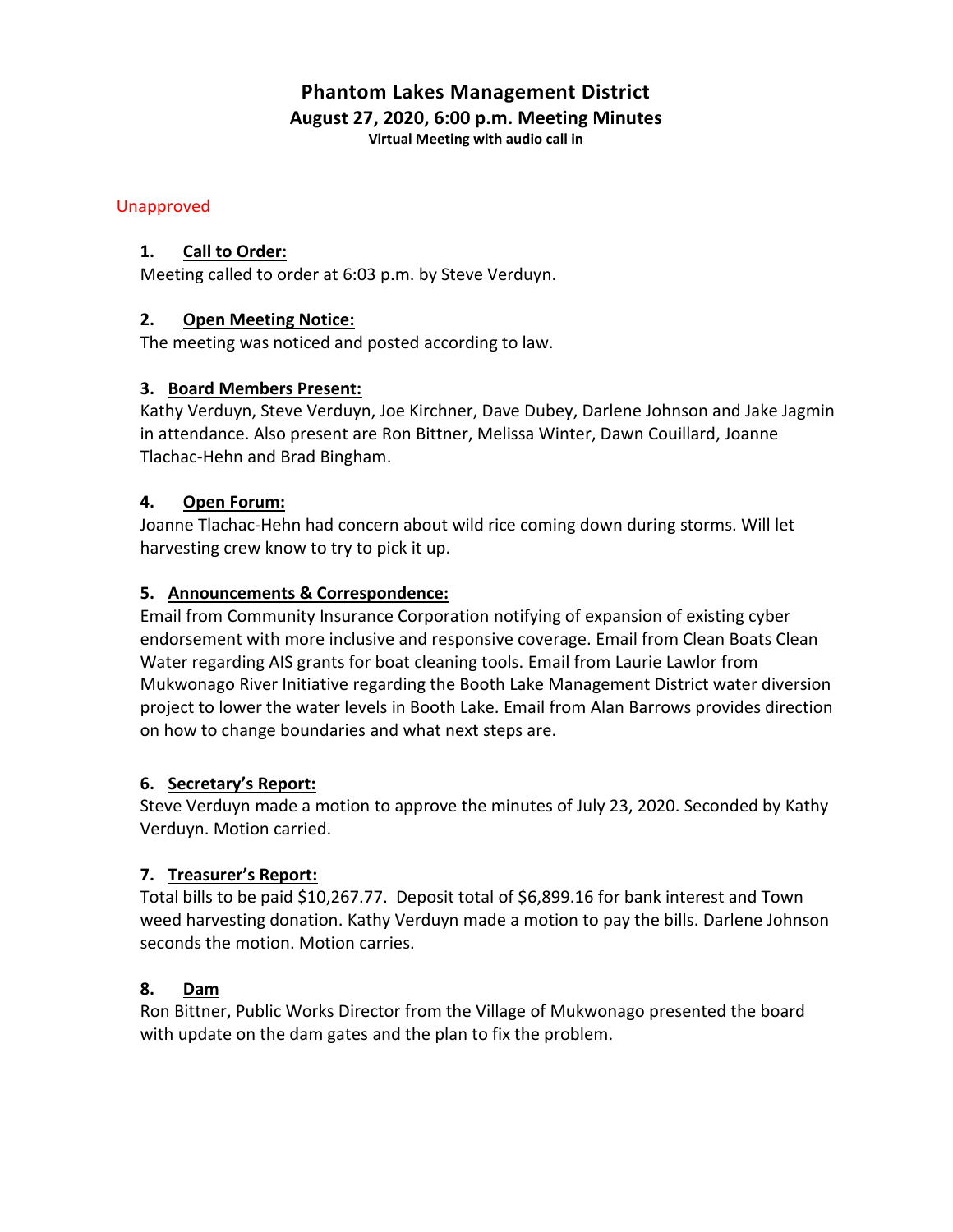# Phantom Lakes Management District

## August 27, 2020, 6:00 p.m. Meeting Minutes

**Virtual Meeting with audio call in**

Unapproved

### 1. Call to Order:

Meeting called to order at 6:03 p.m. by Steve Verduyn.

### 2. Open Meeting Notice:

The meeting was noticed and posted according to law.

### 3. Board Members Present:

Kathy Verduyn, Steve Verduyn, Joe Kirchner, Dave Dubey, Darlene Johnson and Jake Jagmin in attendance. Also present are Ron Bittner, Melissa Winter, Dawn Couillard, Joanne Tlachac-Hehn and Brad Bingham.

### 4. Open Forum:

Joanne Tlachac-Hehn had concern about wild rice coming down during storms. Will let harvesting crew know to try to pick it up.

### 5. Announcements & Correspondence:

Email from Community Insurance Corporation notifying of expansion of existing cyber endorsement with more inclusive and responsive coverage. Email from Clean Boats Clean Water regarding AIS grants for boat cleaning tools. Email from Laurie Lawlor from Mukwonago River Initiative regarding the Booth Lake Management District water diversion project to lower the water levels in Booth Lake. Email from Alan Barrows provides direction on how to change boundaries and what next steps are.

### 6. Secretary's Report:

Steve Verduyn made a motion to approve the minutes of July 23, 2020. Seconded by Kathy Verduyn. Motion carried.

### 7. Treasurer's Report:

Total bills to be paid $10,267.77. Deposit total of $6,899.16 for bank interest and Town weed harvesting donation. Kathy Verduyn made a motion to pay the bills. Darlene Johnson seconds the motion. Motion carries.

### 8. Dam

Ron Bittner, Public Works Director from the Village of Mukwonago presented the board with update on the dam gates and the plan to fix the problem.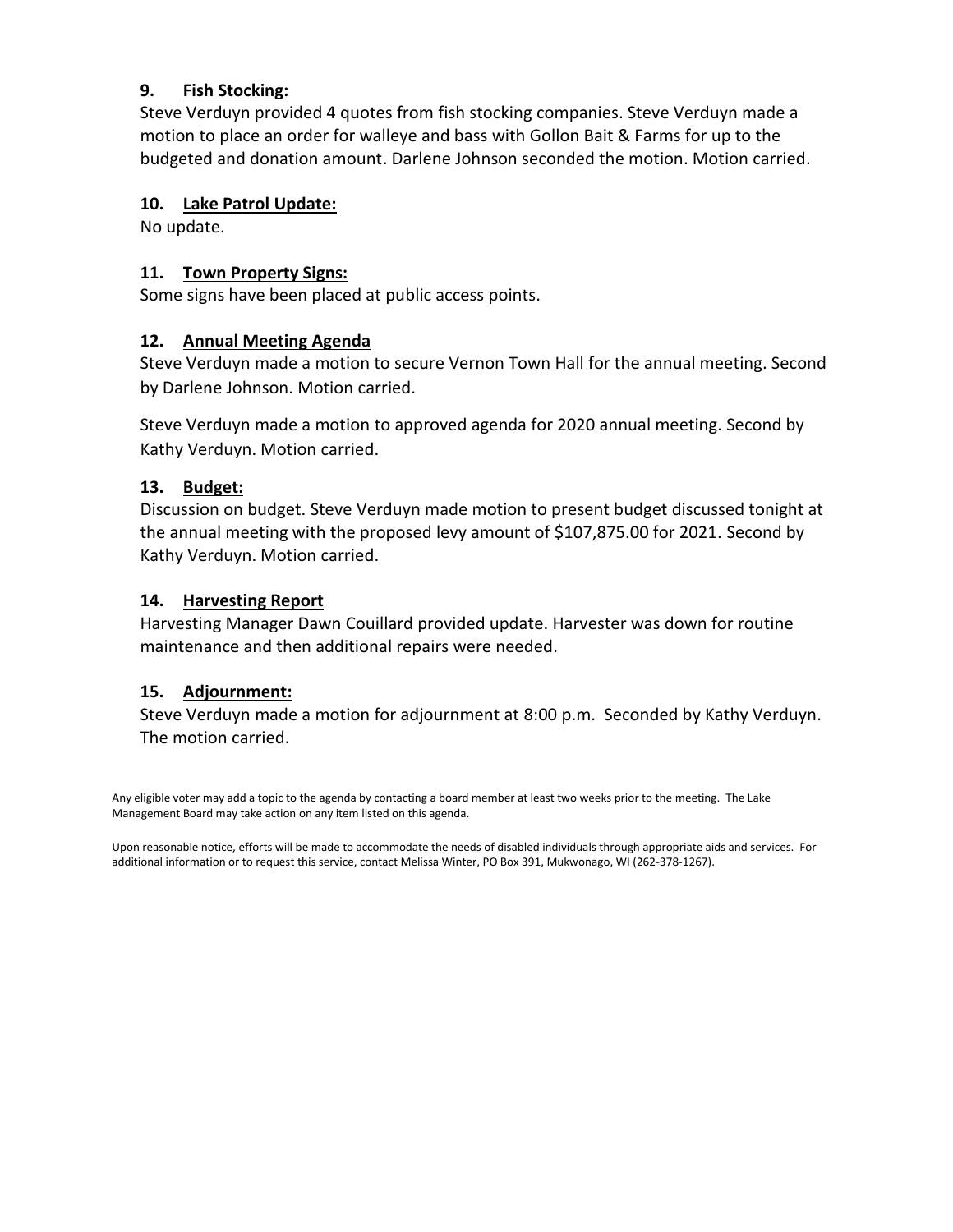## 9. Fish Stocking:

Steve Verduyn provided 4 quotes from fish stocking companies. Steve Verduyn made a motion to place an order for walleye and bass with Gollon Bait & Farms for up to the budgeted and donation amount. Darlene Johnson seconded the motion. Motion carried.

## 10. Lake Patrol Update:

No update.

## 11. Town Property Signs:

Some signs have been placed at public access points.

## 12. Annual Meeting Agenda

Steve Verduyn made a motion to secure Vernon Town Hall for the annual meeting. Second by Darlene Johnson. Motion carried.

Steve Verduyn made a motion to approved agenda for 2020 annual meeting. Second by Kathy Verduyn. Motion carried.

## 13. Budget:

Discussion on budget. Steve Verduyn made motion to present budget discussed tonight at the annual meeting with the proposed levy amount of $107,875.00 for 2021. Second by Kathy Verduyn. Motion carried.

## 14. Harvesting Report

Harvesting Manager Dawn Couillard provided update. Harvester was down for routine maintenance and then additional repairs were needed.

## 15. Adjournment:

Steve Verduyn made a motion for adjournment at 8:00 p.m. Seconded by Kathy Verduyn. The motion carried.

Any eligible voter may add a topic to the agenda by contacting a board member at least two weeks prior to the meeting. The Lake Management Board may take action on any item listed on this agenda.

Upon reasonable notice, efforts will be made to accommodate the needs of disabled individuals through appropriate aids and services. For additional information or to request this service, contact Melissa Winter, PO Box 391, Mukwonago, WI (262-378-1267).